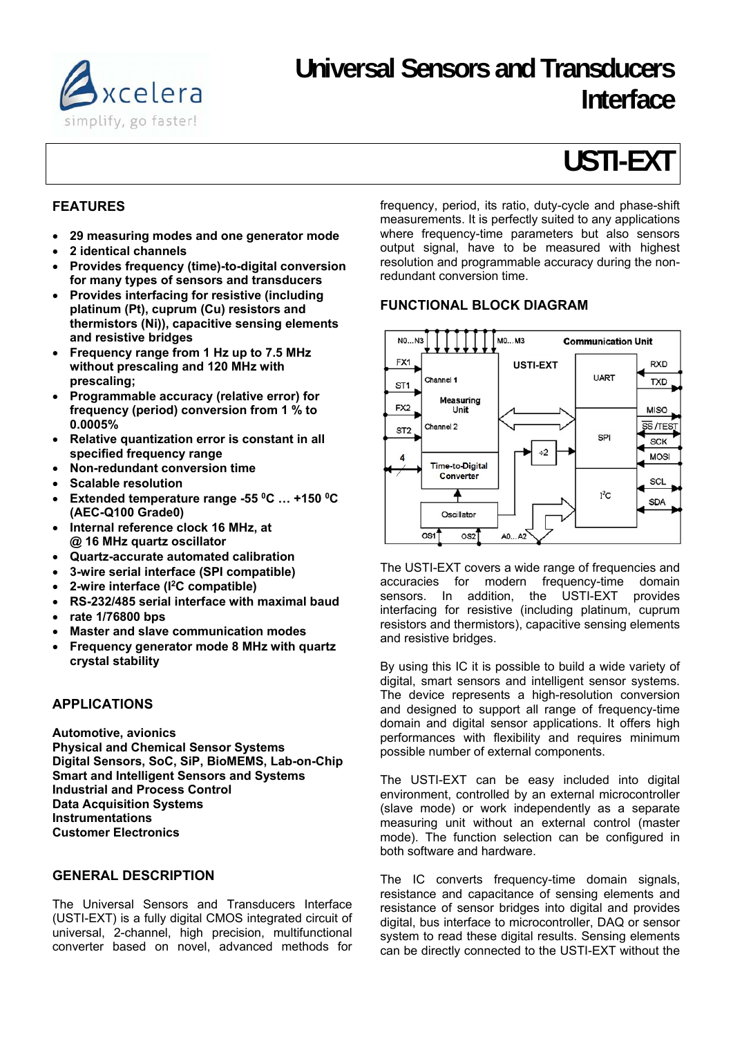# Universal Sensors and Transducers Interface

# USTI-EXT

## FEATURES

- 29 measuring modes and one generator mode
- 2 identical channels
- Provides frequency (time)-to-digital conversion for many types of sensors and transducers
- Provides interfacing for resistive (including platinum (Pt), cuprum (Cu) resistors and thermistors (Ni)), capacitive sensing elements and resistive bridges
- Frequency range from 1 Hz up to 7.5 MHz without prescaling and 120 MHz with prescaling;
- Programmable accuracy (relative error) for frequency (period) conversion from 1 % to 0.0005%
- Relative quantization error is constant in all specified frequency range
- Non-redundant conversion time
- Scalable resolution
- Extended temperature range -55 $^{0}$C … +150 $^{0}$C (AEC-Q100 Grade0)
- Internal reference clock 16 MHz, at @ 16 MHz quartz oscillator
- Quartz-accurate automated calibration
- 3-wire serial interface (SPI compatible)
- 2-wire interface (I$^2$C compatible)
- RS-232/485 serial interface with maximal baud
- rate 1/76800 bps
- Master and slave communication modes
- Frequency generator mode 8 MHz with quartz crystal stability

## APPLICATIONS

**Automotive, avionics**
**Physical and Chemical Sensor Systems**
**Digital Sensors, SoC, SiP, BioMEMS, Lab-on-Chip**
**Smart and Intelligent Sensors and Systems**
**Industrial and Process Control**
**Data Acquisition Systems**
**Instrumentations**
**Customer Electronics**

## GENERAL DESCRIPTION

The Universal Sensors and Transducers Interface (USTI-EXT) is a fully digital CMOS integrated circuit of universal, 2-channel, high precision, multifunctional converter based on novel, advanced methods for frequency, period, its ratio, duty-cycle and phase-shift measurements. It is perfectly suited to any applications where frequency-time parameters but also sensors output signal, have to be measured with highest resolution and programmable accuracy during the non-redundant conversion time.

## FUNCTIONAL BLOCK DIAGRAM

The USTI-EXT covers a wide range of frequencies and accuracies for modern frequency-time domain sensors. In addition, the USTI-EXT provides interfacing for resistive (including platinum, cuprum resistors and thermistors), capacitive sensing elements and resistive bridges.

By using this IC it is possible to build a wide variety of digital, smart sensors and intelligent sensor systems. The device represents a high-resolution conversion and designed to support all range of frequency-time domain and digital sensor applications. It offers high performances with flexibility and requires minimum possible number of external components.

The USTI-EXT can be easy included into digital environment, controlled by an external microcontroller (slave mode) or work independently as a separate measuring unit without an external control (master mode). The function selection can be configured in both software and hardware.

The IC converts frequency-time domain signals, resistance and capacitance of sensing elements and resistance of sensor bridges into digital and provides digital, bus interface to microcontroller, DAQ or sensor system to read these digital results. Sensing elements can be directly connected to the USTI-EXT without the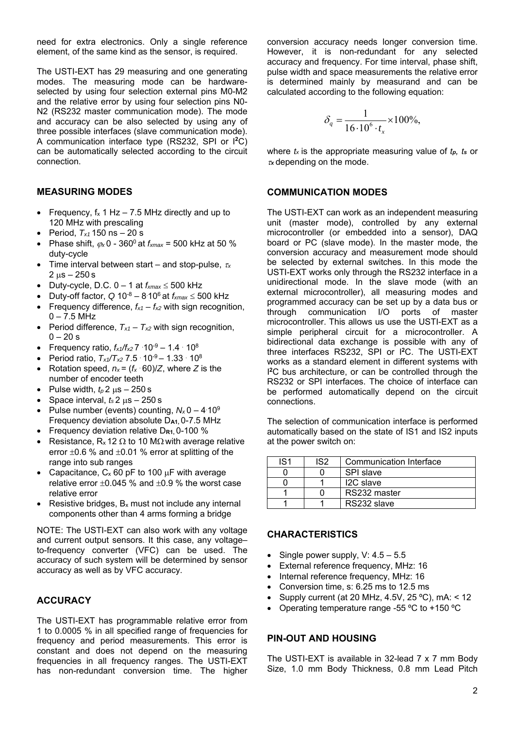need for extra electronics. Only a single reference element, of the same kind as the sensor, is required.

The USTI-EXT has 29 measuring and one generating modes. The measuring mode can be hardware-selected by using four selection external pins M0-M2 and the relative error by using four selection pins N0-N2 (RS232 master communication mode). The mode and accuracy can be also selected by using any of three possible interfaces (slave communication mode). A communication interface type (RS232, SPI or I²C) can be automatically selected according to the circuit connection.

## MEASURING MODES

- Frequency, $f_x$ 1 Hz – 7.5 MHz directly and up to 120 MHz with prescaling
- Period, $T_{x1}$ 150 ns – 20 s
- Phase shift, $\varphi_x$ 0 - 360$^0$ at $f_{xmax}$ = 500 kHz at 50 % duty-cycle
- Time interval between start – and stop-pulse, $\tau_x$ 2 μs – 250 s
- Duty-cycle, D.C. 0 – 1 at $f_{xmax} \leq$ 500 kHz
- Duty-off factor, $Q$ $10^{-8}$ – $8 \cdot 10^{6}$ at $f_{xmax} \leq$ 500 kHz
- Frequency difference, $f_{x1} - f_{x2}$ with sign recognition, 0 – 7.5 MHz
- Period difference, $T_{x1} - T_{x2}$ with sign recognition, 0 – 20 s
- Frequency ratio, $f_{x1}/f_{x2}$ $7 \cdot 10^{-9}$ – $1.4 \cdot 10^{8}$
- Period ratio, $T_{x1}/T_{x2}$ $7.5 \cdot 10^{-9}$ – $1.33 \cdot 10^{8}$
- Rotation speed, $n_x = (f_x \cdot 60)/Z$, where $Z$ is the number of encoder teeth
- Pulse width, $t_p$ 2 μs – 250 s
- Space interval, $t_s$ 2 μs – 250 s
- Pulse number (events) counting, $N_x$ 0 – $4 \cdot 10^{9}$ Frequency deviation absolute $D_{A1}$, 0-7.5 MHz
- Frequency deviation relative $D_{R1}$, 0-100 %
- Resistance, $R_x$ 12 Ω to 10 MΩ with average relative error ±0.6 % and ±0.01 % error at splitting of the range into sub ranges
- Capacitance, $C_x$ 60 pF to 100 μF with average relative error ±0.045 % and ±0.9 % the worst case relative error
- Resistive bridges, $B_x$ must not include any internal components other than 4 arms forming a bridge

NOTE: The USTI-EXT can also work with any voltage and current output sensors. It this case, any voltage–to-frequency converter (VFC) can be used. The accuracy of such system will be determined by sensor accuracy as well as by VFC accuracy.

## ACCURACY

The USTI-EXT has programmable relative error from 1 to 0.0005 % in all specified range of frequencies for frequency and period measurements. This error is constant and does not depend on the measuring frequencies in all frequency ranges. The USTI-EXT has non-redundant conversion time. The higher conversion accuracy needs longer conversion time. However, it is non-redundant for any selected accuracy and frequency. For time interval, phase shift, pulse width and space measurements the relative error is determined mainly by measurand and can be calculated according to the following equation:

$$\delta_q = \frac{1}{16 \cdot 10^6 \cdot t_x} \times 100\%,$$

where $t_x$ is the appropriate measuring value of $t_p$, $t_s$ or $\tau_x$ depending on the mode.

## COMMUNICATION MODES

The USTI-EXT can work as an independent measuring unit (master mode), controlled by any external microcontroller (or embedded into a sensor), DAQ board or PC (slave mode). In the master mode, the conversion accuracy and measurement mode should be selected by external switches. In this mode the USTI-EXT works only through the RS232 interface in a unidirectional mode. In the slave mode (with an external microcontroller), all measuring modes and programmed accuracy can be set up by a data bus or through communication I/O ports of master microcontroller. This allows us use the USTI-EXT as a simple peripheral circuit for a microcontroller. A bidirectional data exchange is possible with any of three interfaces RS232, SPI or I²C. The USTI-EXT works as a standard element in different systems with I²C bus architecture, or can be controlled through the RS232 or SPI interfaces. The choice of interface can be performed automatically depend on the circuit connections.

The selection of communication interface is performed automatically based on the state of IS1 and IS2 inputs at the power switch on:

| IS1 | IS2 | Communication Interface |
|---|---|---|
| 0 | 0 | SPI slave |
| 0 | 1 | I2C slave |
| 1 | 0 | RS232 master |
| 1 | 1 | RS232 slave |

## CHARACTERISTICS

- Single power supply, V: 4.5 – 5.5
- External reference frequency, MHz: 16
- Internal reference frequency, MHz: 16
- Conversion time, s: 6.25 ms to 12.5 ms
- Supply current (at 20 MHz, 4.5V, 25 ºC), mA: < 12
- Operating temperature range -55 ºC to +150 ºC

## PIN-OUT AND HOUSING

The USTI-EXT is available in 32-lead 7 x 7 mm Body Size, 1.0 mm Body Thickness, 0.8 mm Lead Pitch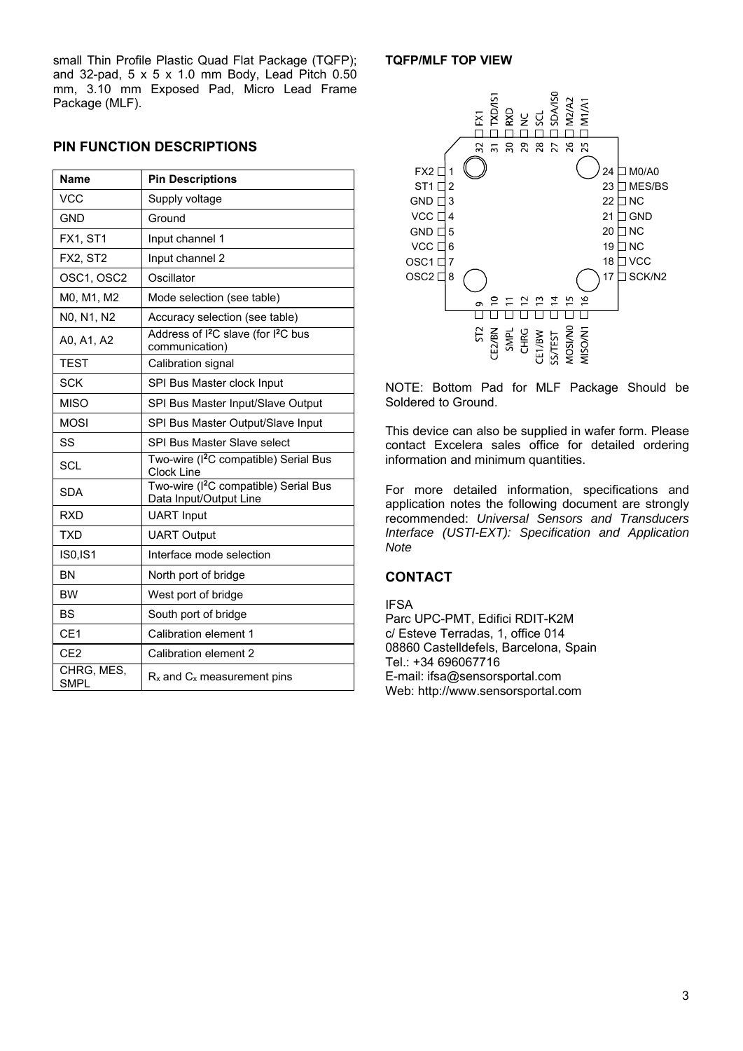small Thin Profile Plastic Quad Flat Package (TQFP); and 32-pad, 5 x 5 x 1.0 mm Body, Lead Pitch 0.50 mm, 3.10 mm Exposed Pad, Micro Lead Frame Package (MLF).

## PIN FUNCTION DESCRIPTIONS

| Name | Pin Descriptions |
|---|---|
| VCC | Supply voltage |
| GND | Ground |
| FX1, ST1 | Input channel 1 |
| FX2, ST2 | Input channel 2 |
| OSC1, OSC2 | Oscillator |
| M0, M1, M2 | Mode selection (see table) |
| N0, N1, N2 | Accuracy selection (see table) |
| A0, A1, A2 | Address of I²C slave (for I²C bus communication) |
| TEST | Calibration signal |
| SCK | SPI Bus Master clock Input |
| MISO | SPI Bus Master Input/Slave Output |
| MOSI | SPI Bus Master Output/Slave Input |
| SS | SPI Bus Master Slave select |
| SCL | Two-wire (I²C compatible) Serial Bus Clock Line |
| SDA | Two-wire (I²C compatible) Serial Bus Data Input/Output Line |
| RXD | UART Input |
| TXD | UART Output |
| IS0,IS1 | Interface mode selection |
| BN | North port of bridge |
| BW | West port of bridge |
| BS | South port of bridge |
| CE1 | Calibration element 1 |
| CE2 | Calibration element 2 |
| CHRG, MES, SMPL | $R_x$ and $C_x$ measurement pins |

**TQFP/MLF TOP VIEW**

FX2 1
ST1 2
GND 3
VCC 4
GND 5
VCC 6
OSC1 7
OSC2 8
9 ST2
10 CE2/BN
11 SMPL
12 CHRG
13 CE1/BW
14 SS/TEST
15 MOSI/N0
16 MISO/N1
17 SCK/N2
18 VCC
19 NC
20 NC
21 GND
22 NC
23 MES/BS
24 M0/A0
25 M1/A1
26 M2/A2
27 SDA/IS0
28 SCL
29 NC
30 RXD
31 TXD/IS1
32 FX1

NOTE: Bottom Pad for MLF Package Should be Soldered to Ground.

This device can also be supplied in wafer form. Please contact Excelera sales office for detailed ordering information and minimum quantities.

For more detailed information, specifications and application notes the following document are strongly recommended: *Universal Sensors and Transducers Interface (USTI-EXT): Specification and Application Note*

## CONTACT

IFSA
Parc UPC-PMT, Edifici RDIT-K2M
c/ Esteve Terradas, 1, office 014
08860 Castelldefels, Barcelona, Spain
Tel.: +34 696067716
E-mail: ifsa@sensorsportal.com
Web: http://www.sensorsportal.com